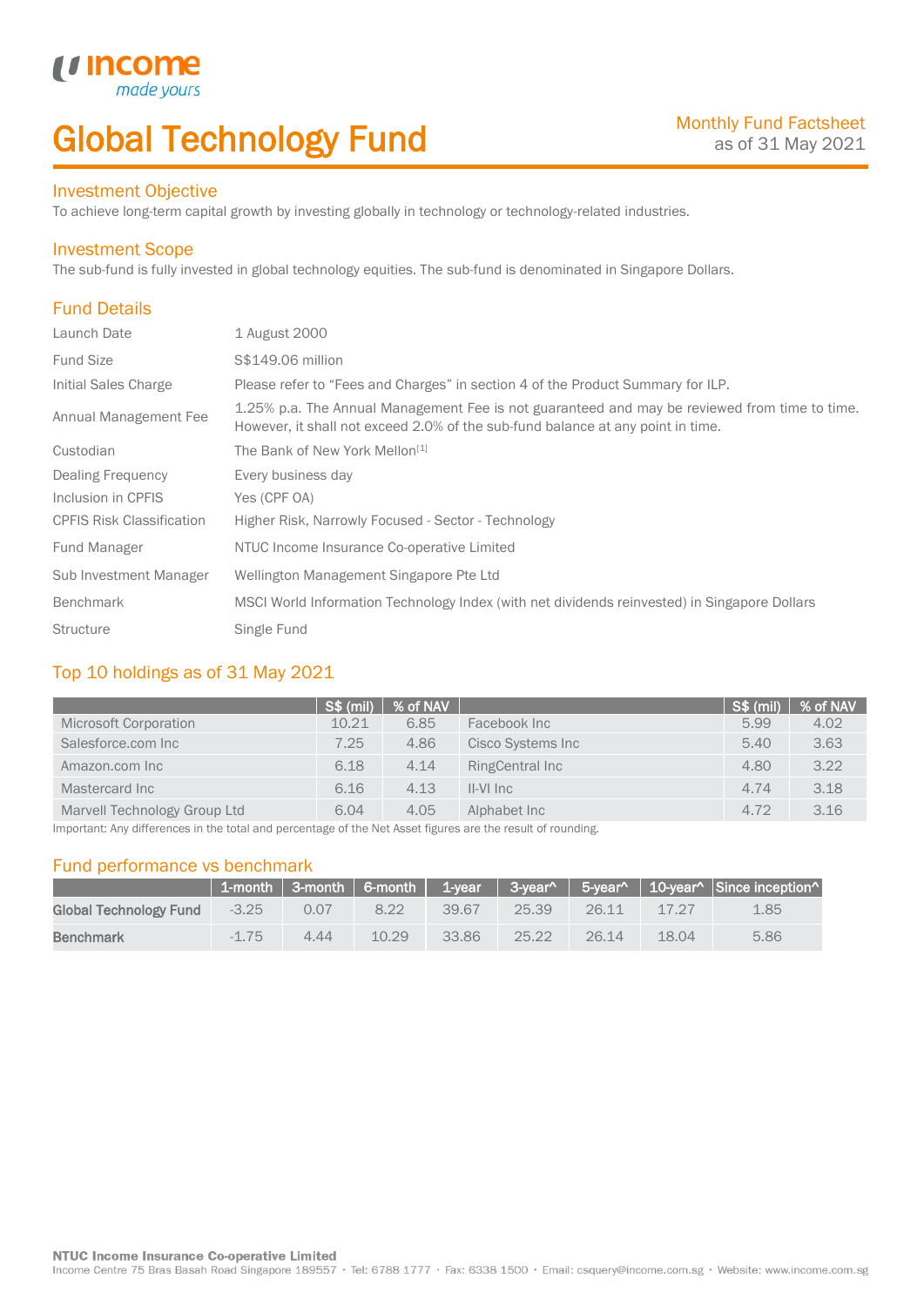# Global Technology Fund

Monthly Fund Factsheet
as of 31 May 2021

## Investment Objective

To achieve long-term capital growth by investing globally in technology or technology-related industries.

## Investment Scope

The sub-fund is fully invested in global technology equities. The sub-fund is denominated in Singapore Dollars.

## Fund Details

| | |
|---|---|
| Launch Date | 1 August 2000 |
| Fund Size | S$149.06 million |
| Initial Sales Charge | Please refer to "Fees and Charges" in section 4 of the Product Summary for ILP. |
| Annual Management Fee | 1.25% p.a. The Annual Management Fee is not guaranteed and may be reviewed from time to time. However, it shall not exceed 2.0% of the sub-fund balance at any point in time. |
| Custodian | The Bank of New York Mellon[1] |
| Dealing Frequency | Every business day |
| Inclusion in CPFIS | Yes (CPF OA) |
| CPFIS Risk Classification | Higher Risk, Narrowly Focused - Sector - Technology |
| Fund Manager | NTUC Income Insurance Co-operative Limited |
| Sub Investment Manager | Wellington Management Singapore Pte Ltd |
| Benchmark | MSCI World Information Technology Index (with net dividends reinvested) in Singapore Dollars |
| Structure | Single Fund |

## Top 10 holdings as of 31 May 2021

| | S$ (mil) | % of NAV | | S$ (mil) | % of NAV |
|---|---|---|---|---|---|
| Microsoft Corporation | 10.21 | 6.85 | Facebook Inc | 5.99 | 4.02 |
| Salesforce.com Inc | 7.25 | 4.86 | Cisco Systems Inc | 5.40 | 3.63 |
| Amazon.com Inc | 6.18 | 4.14 | RingCentral Inc | 4.80 | 3.22 |
| Mastercard Inc | 6.16 | 4.13 | II-VI Inc | 4.74 | 3.18 |
| Marvell Technology Group Ltd | 6.04 | 4.05 | Alphabet Inc | 4.72 | 3.16 |

Important: Any differences in the total and percentage of the Net Asset figures are the result of rounding.

## Fund performance vs benchmark

| | 1-month | 3-month | 6-month | 1-year | 3-year^ | 5-year^ | 10-year^ | Since inception^ |
|---|---|---|---|---|---|---|---|---|
| **Global Technology Fund** | -3.25 | 0.07 | 8.22 | 39.67 | 25.39 | 26.11 | 17.27 | 1.85 |
| **Benchmark** | -1.75 | 4.44 | 10.29 | 33.86 | 25.22 | 26.14 | 18.04 | 5.86 |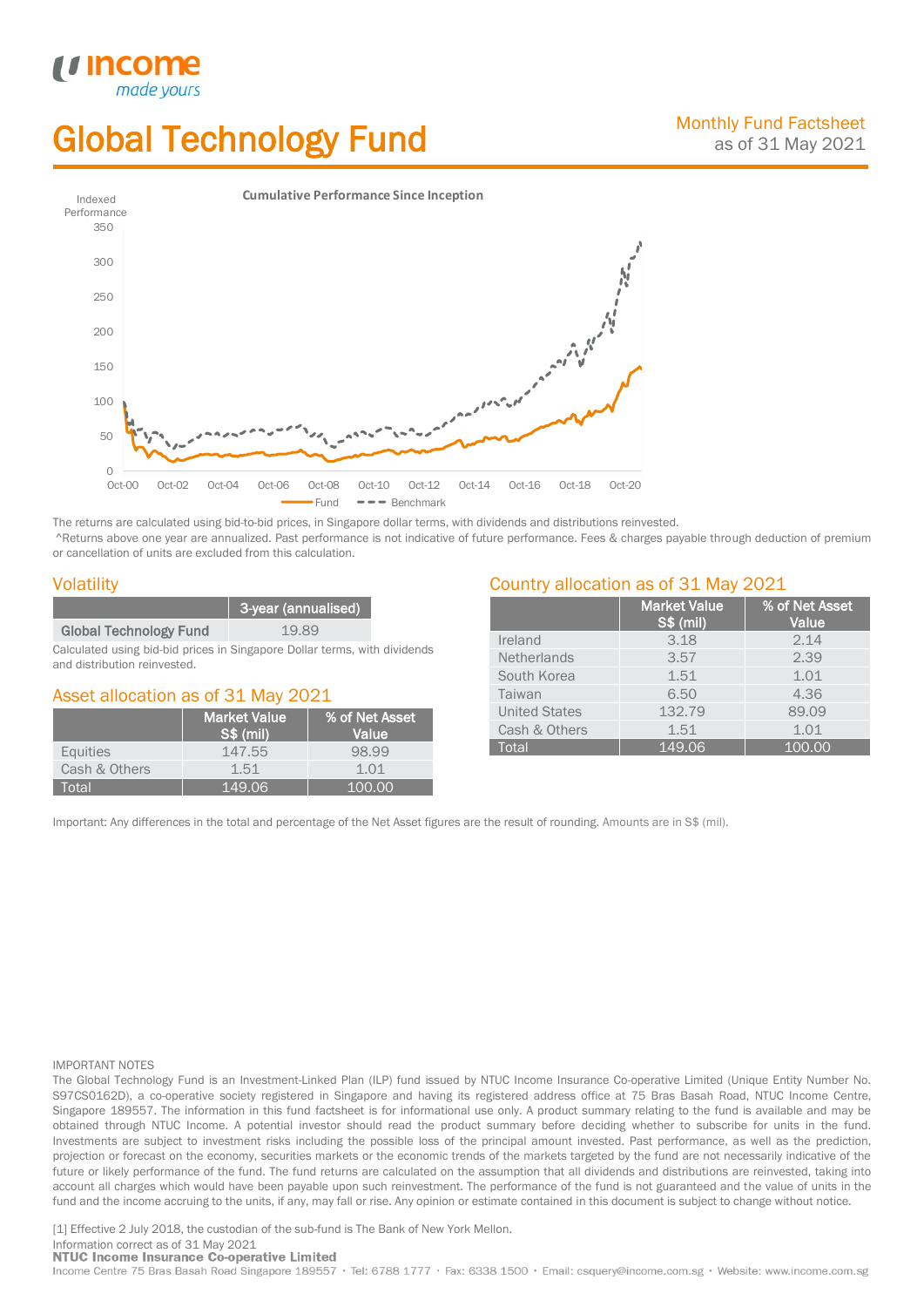# Global Technology Fund

Monthly Fund Factsheet
as of 31 May 2021

Cumulative Performance Since Inception

Indexed Performance

350
300
250
200
150
100
50
0

Oct-00 Oct-02 Oct-04 Oct-06 Oct-08 Oct-10 Oct-12 Oct-14 Oct-16 Oct-18 Oct-20

Fund — Benchmark

The returns are calculated using bid-to-bid prices, in Singapore dollar terms, with dividends and distributions reinvested.
^Returns above one year are annualized. Past performance is not indicative of future performance. Fees & charges payable through deduction of premium or cancellation of units are excluded from this calculation.

## Volatility

| | 3-year (annualised) |
|---|---|
| Global Technology Fund | 19.89 |

Calculated using bid-bid prices in Singapore Dollar terms, with dividends and distribution reinvested.

## Asset allocation as of 31 May 2021

| | Market Value S$ (mil) | % of Net Asset Value |
|---|---|---|
| Equities | 147.55 | 98.99 |
| Cash & Others | 1.51 | 1.01 |
| Total | 149.06 | 100.00 |

## Country allocation as of 31 May 2021

| | Market Value S$ (mil) | % of Net Asset Value |
|---|---|---|
| Ireland | 3.18 | 2.14 |
| Netherlands | 3.57 | 2.39 |
| South Korea | 1.51 | 1.01 |
| Taiwan | 6.50 | 4.36 |
| United States | 132.79 | 89.09 |
| Cash & Others | 1.51 | 1.01 |
| Total | 149.06 | 100.00 |

Important: Any differences in the total and percentage of the Net Asset figures are the result of rounding. Amounts are in S$ (mil).

IMPORTANT NOTES

The Global Technology Fund is an Investment-Linked Plan (ILP) fund issued by NTUC Income Insurance Co-operative Limited (Unique Entity Number No. S97CS0162D), a co-operative society registered in Singapore and having its registered address office at 75 Bras Basah Road, NTUC Income Centre, Singapore 189557. The information in this fund factsheet is for informational use only. A product summary relating to the fund is available and may be obtained through NTUC Income. A potential investor should read the product summary before deciding whether to subscribe for units in the fund. Investments are subject to investment risks including the possible loss of the principal amount invested. Past performance, as well as the prediction, projection or forecast on the economy, securities markets or the economic trends of the markets targeted by the fund are not necessarily indicative of the future or likely performance of the fund. The fund returns are calculated on the assumption that all dividends and distributions are reinvested, taking into account all charges which would have been payable upon such reinvestment. The performance of the fund is not guaranteed and the value of units in the fund and the income accruing to the units, if any, may fall or rise. Any opinion or estimate contained in this document is subject to change without notice.

[1] Effective 2 July 2018, the custodian of the sub-fund is The Bank of New York Mellon.

Information correct as of 31 May 2021

**NTUC Income Insurance Co-operative Limited**

Income Centre 75 Bras Basah Road Singapore 189557 · Tel: 6788 1777 · Fax: 6338 1500 · Email: csquery@income.com.sg · Website: www.income.com.sg